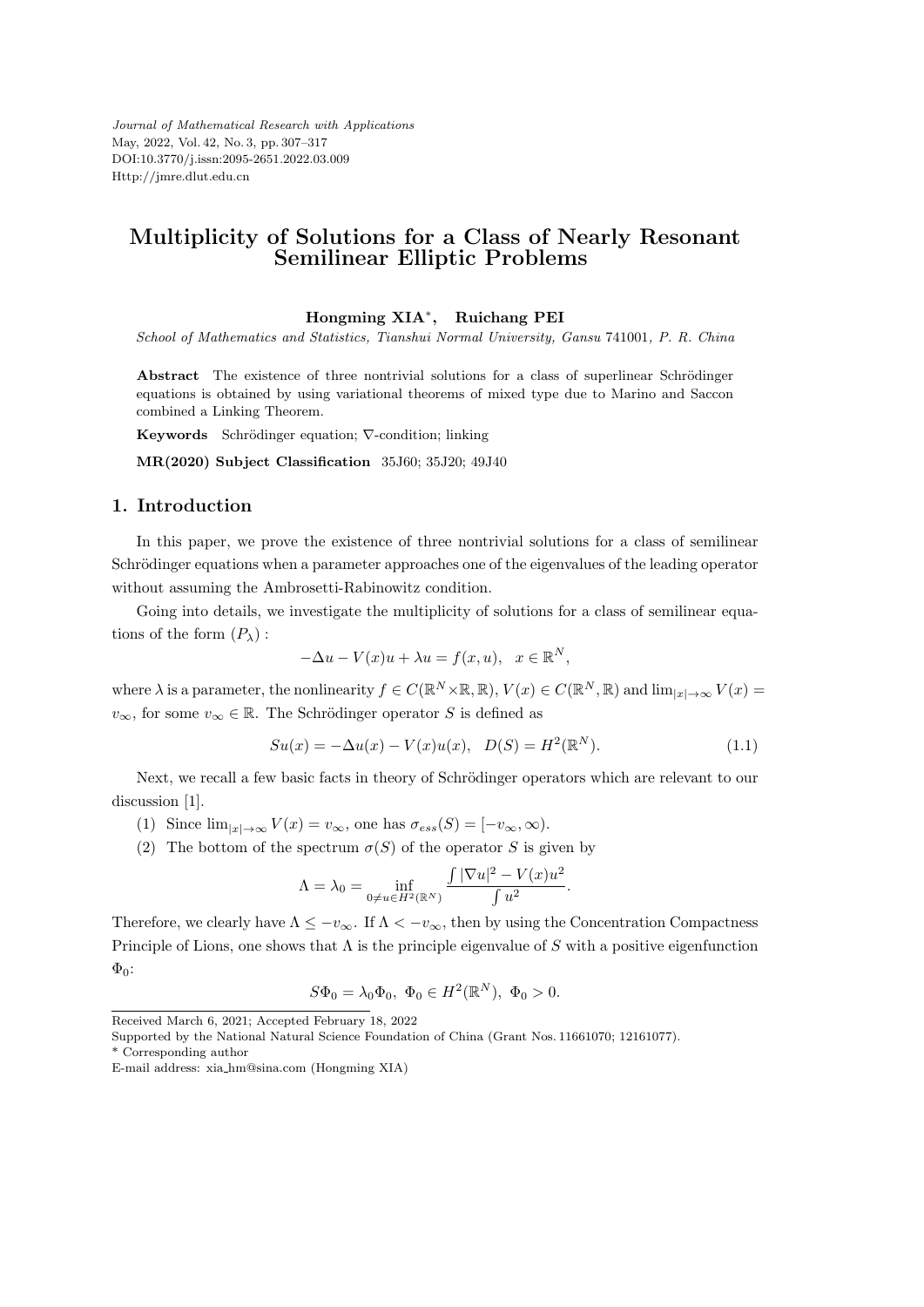# Multiplicity of Solutions for a Class of Nearly Resonant Semilinear Elliptic Problems

**Hongming XIA***, **Ruichang PEI**

*School of Mathematics and Statistics, Tianshui Normal University, Gansu* 741001*, P. R. China*

**Abstract** The existence of three nontrivial solutions for a class of superlinear Schrödinger equations is obtained by using variational theorems of mixed type due to Marino and Saccon combined a Linking Theorem.

**Keywords** Schrödinger equation; $\nabla$-condition; linking

**MR(2020) Subject Classification** 35J60; 35J20; 49J40

## 1. Introduction

In this paper, we prove the existence of three nontrivial solutions for a class of semilinear Schrödinger equations when a parameter approaches one of the eigenvalues of the leading operator without assuming the Ambrosetti-Rabinowitz condition.

Going into details, we investigate the multiplicity of solutions for a class of semilinear equations of the form $(P_\lambda)$ :

$$-\Delta u - V(x)u + \lambda u = f(x,u), \quad x \in \mathbb{R}^N,$$

where $\lambda$ is a parameter, the nonlinearity $f \in C(\mathbb{R}^N \times \mathbb{R}, \mathbb{R})$, $V(x) \in C(\mathbb{R}^N, \mathbb{R})$ and $\lim_{|x|\to\infty} V(x) = v_\infty$, for some $v_\infty \in \mathbb{R}$. The Schrödinger operator $S$ is defined as

$$Su(x) = -\Delta u(x) - V(x)u(x), \quad D(S) = H^2(\mathbb{R}^N). \tag{1.1}$$

Next, we recall a few basic facts in theory of Schrödinger operators which are relevant to our discussion [1].

(1) Since $\lim_{|x|\to\infty} V(x) = v_\infty$, one has $\sigma_{ess}(S) = [-v_\infty, \infty)$.

(2) The bottom of the spectrum $\sigma(S)$ of the operator $S$ is given by

$$\Lambda = \lambda_0 = \inf_{0\neq u\in H^2(\mathbb{R}^N)} \frac{\int |\nabla u|^2 - V(x)u^2}{\int u^2}.$$

Therefore, we clearly have $\Lambda \le -v_\infty$. If $\Lambda < -v_\infty$, then by using the Concentration Compactness Principle of Lions, one shows that $\Lambda$ is the principle eigenvalue of $S$ with a positive eigenfunction $\Phi_0$:

$$S\Phi_0 = \lambda_0\Phi_0, \ \Phi_0 \in H^2(\mathbb{R}^N), \ \Phi_0 > 0.$$

Received March 6, 2021; Accepted February 18, 2022

Supported by the National Natural Science Foundation of China (Grant Nos. 11661070; 12161077).

\* Corresponding author

E-mail address: xia_hm@sina.com (Hongming XIA)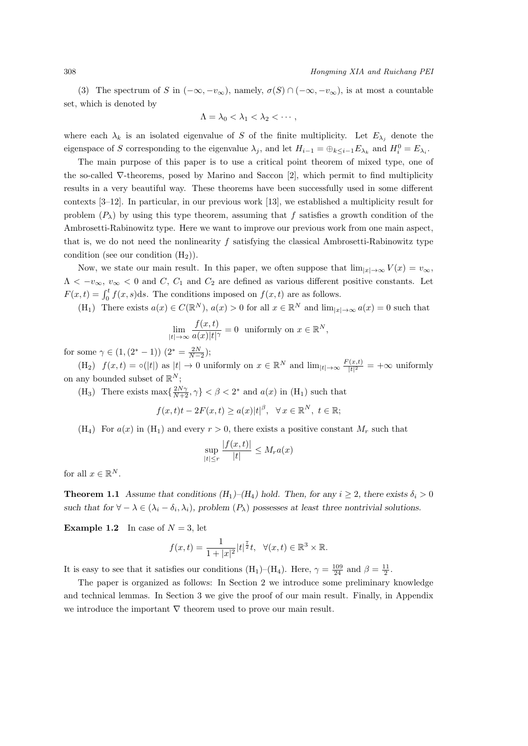(3) The spectrum of $S$ in $(-\infty, -v_\infty)$, namely, $\sigma(S) \cap (-\infty, -v_\infty)$, is at most a countable set, which is denoted by

$$\Lambda = \lambda_0 < \lambda_1 < \lambda_2 < \cdots,$$

where each $\lambda_k$ is an isolated eigenvalue of $S$ of the finite multiplicity. Let $E_{\lambda_j}$ denote the eigenspace of $S$ corresponding to the eigenvalue $\lambda_j$, and let $H_{i-1} = \oplus_{k \le i-1} E_{\lambda_k}$ and $H_i^0 = E_{\lambda_i}$.

The main purpose of this paper is to use a critical point theorem of mixed type, one of the so-called $\nabla$-theorems, posed by Marino and Saccon [2], which permit to find multiplicity results in a very beautiful way. These theorems have been successfully used in some different contexts [3–12]. In particular, in our previous work [13], we established a multiplicity result for problem $(P_\lambda)$ by using this type theorem, assuming that $f$ satisfies a growth condition of the Ambrosetti-Rabinowitz type. Here we want to improve our previous work from one main aspect, that is, we do not need the nonlinearity $f$ satisfying the classical Ambrosetti-Rabinowitz type condition (see our condition $(\mathrm{H}_2)$).

Now, we state our main result. In this paper, we often suppose that $\lim_{|x|\to\infty} V(x) = v_\infty$, $\Lambda < -v_\infty$, $v_\infty < 0$ and $C$, $C_1$ and $C_2$ are defined as various different positive constants. Let $F(x,t) = \int_0^t f(x,s)\mathrm{d}s$. The conditions imposed on $f(x,t)$ are as follows.

$(\mathrm{H}_1)$ There exists $a(x) \in C(\mathbb{R}^N)$, $a(x) > 0$ for all $x \in \mathbb{R}^N$ and $\lim_{|x|\to\infty} a(x) = 0$ such that

$$\lim_{|t|\to\infty} \frac{f(x,t)}{a(x)|t|^\gamma} = 0 \quad \text{uniformly on } x \in \mathbb{R}^N,$$

for some $\gamma \in (1, (2^*-1))$ $(2^* = \frac{2N}{N-2})$;

$(\mathrm{H}_2)$ $f(x,t) = \circ(|t|)$ as $|t| \to 0$ uniformly on $x \in \mathbb{R}^N$ and $\lim_{|t|\to\infty} \frac{F(x,t)}{|t|^2} = +\infty$ uniformly on any bounded subset of $\mathbb{R}^N$;

$(\mathrm{H}_3)$ There exists $\max\{\frac{2N\gamma}{N+2}, \gamma\} < \beta < 2^*$ and $a(x)$ in $(\mathrm{H}_1)$ such that

$$f(x,t)t - 2F(x,t) \ge a(x)|t|^\beta, \quad \forall\, x \in \mathbb{R}^N,\ t \in \mathbb{R};$$

$(\mathrm{H}_4)$ For $a(x)$ in $(\mathrm{H}_1)$ and every $r > 0$, there exists a positive constant $M_r$ such that

$$\sup_{|t|\le r} \frac{|f(x,t)|}{|t|} \le M_r a(x)$$

for all $x \in \mathbb{R}^N$.

**Theorem 1.1** *Assume that conditions* $(\mathrm{H}_1)$*–*$(\mathrm{H}_4)$ *hold. Then, for any* $i \ge 2$*, there exists* $\delta_i > 0$ *such that for* $\forall -\lambda \in (\lambda_i - \delta_i, \lambda_i)$*, problem* $(P_\lambda)$ *possesses at least three nontrivial solutions.*

**Example 1.2** In case of $N = 3$, let

$$f(x,t) = \frac{1}{1+|x|^2}|t|^{\frac{7}{2}}t, \quad \forall (x,t) \in \mathbb{R}^3 \times \mathbb{R}.$$

It is easy to see that it satisfies our conditions $(\mathrm{H}_1)$–$(\mathrm{H}_4)$. Here, $\gamma = \frac{109}{24}$ and $\beta = \frac{11}{2}$.

The paper is organized as follows: In Section 2 we introduce some preliminary knowledge and technical lemmas. In Section 3 we give the proof of our main result. Finally, in Appendix we introduce the important $\nabla$ theorem used to prove our main result.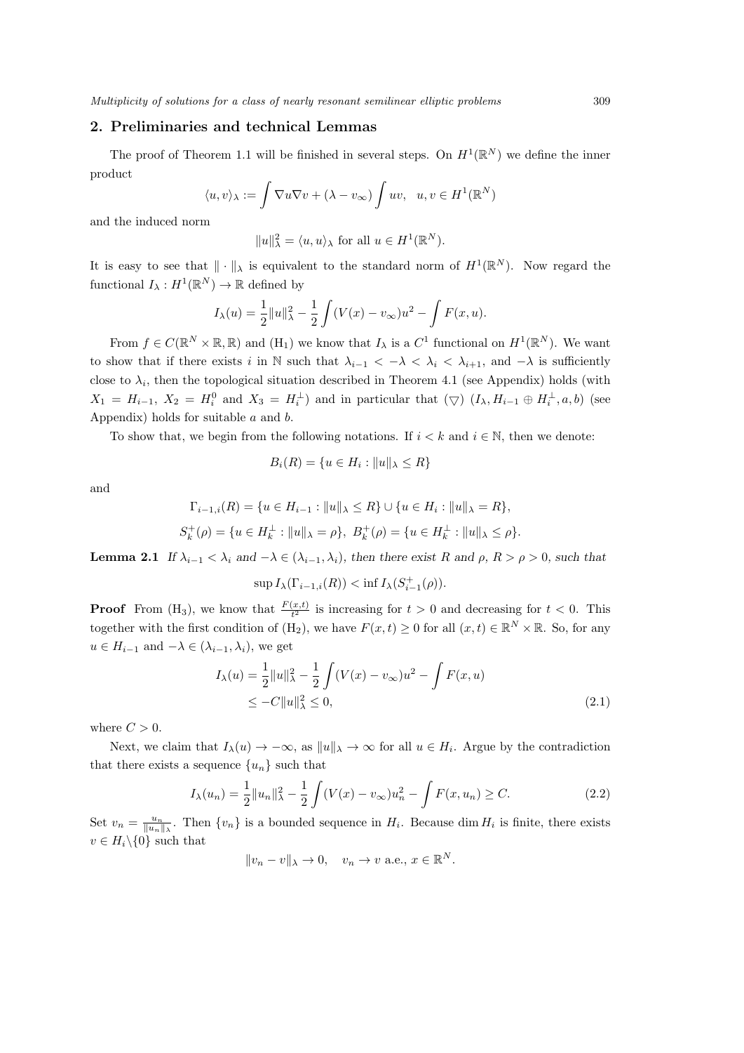## 2. Preliminaries and technical Lemmas

The proof of Theorem 1.1 will be finished in several steps. On $H^1(\mathbb{R}^N)$ we define the inner product

$$\langle u, v\rangle_\lambda := \int \nabla u \nabla v + (\lambda - v_\infty)\int uv, \quad u, v \in H^1(\mathbb{R}^N)$$

and the induced norm

$$\|u\|_\lambda^2 = \langle u, u\rangle_\lambda \text{ for all } u \in H^1(\mathbb{R}^N).$$

It is easy to see that $\|\cdot\|_\lambda$ is equivalent to the standard norm of $H^1(\mathbb{R}^N)$. Now regard the functional $I_\lambda : H^1(\mathbb{R}^N) \to \mathbb{R}$ defined by

$$I_\lambda(u) = \frac{1}{2}\|u\|_\lambda^2 - \frac{1}{2}\int (V(x) - v_\infty)u^2 - \int F(x, u).$$

From $f \in C(\mathbb{R}^N \times \mathbb{R}, \mathbb{R})$ and $(\mathrm{H}_1)$ we know that $I_\lambda$ is a $C^1$ functional on $H^1(\mathbb{R}^N)$. We want to show that if there exists $i$ in $\mathbb{N}$ such that $\lambda_{i-1} < -\lambda < \lambda_i < \lambda_{i+1}$, and $-\lambda$ is sufficiently close to $\lambda_i$, then the topological situation described in Theorem 4.1 (see Appendix) holds (with $X_1 = H_{i-1}$, $X_2 = H_i^0$ and $X_3 = H_i^\perp$) and in particular that $(\bigtriangledown)$ $(I_\lambda, H_{i-1} \oplus H_i^\perp, a, b)$ (see Appendix) holds for suitable $a$ and $b$.

To show that, we begin from the following notations. If $i < k$ and $i \in \mathbb{N}$, then we denote:

$$B_i(R) = \{u \in H_i : \|u\|_\lambda \le R\}$$

and

$$\Gamma_{i-1,i}(R) = \{u \in H_{i-1} : \|u\|_\lambda \le R\} \cup \{u \in H_i : \|u\|_\lambda = R\},$$

$$S_k^+(\rho) = \{u \in H_k^\perp : \|u\|_\lambda = \rho\}, \; B_k^+(\rho) = \{u \in H_k^\perp : \|u\|_\lambda \le \rho\}.$$

**Lemma 2.1** *If $\lambda_{i-1} < \lambda_i$ and $-\lambda \in (\lambda_{i-1}, \lambda_i)$, then there exist $R$ and $\rho$, $R > \rho > 0$, such that*

$$\sup I_\lambda(\Gamma_{i-1,i}(R)) < \inf I_\lambda(S_{i-1}^+(\rho)).$$

**Proof** From $(\mathrm{H}_3)$, we know that $\frac{F(x,t)}{t^2}$ is increasing for $t > 0$ and decreasing for $t < 0$. This together with the first condition of $(\mathrm{H}_2)$, we have $F(x, t) \ge 0$ for all $(x, t) \in \mathbb{R}^N \times \mathbb{R}$. So, for any $u \in H_{i-1}$ and $-\lambda \in (\lambda_{i-1}, \lambda_i)$, we get

$$\begin{aligned} I_\lambda(u) &= \frac{1}{2}\|u\|_\lambda^2 - \frac{1}{2}\int (V(x) - v_\infty)u^2 - \int F(x, u) \\ &\le -C\|u\|_\lambda^2 \le 0, \end{aligned} \tag{2.1}$$

where $C > 0$.

Next, we claim that $I_\lambda(u) \to -\infty$, as $\|u\|_\lambda \to \infty$ for all $u \in H_i$. Argue by the contradiction that there exists a sequence $\{u_n\}$ such that

$$I_\lambda(u_n) = \frac{1}{2}\|u_n\|_\lambda^2 - \frac{1}{2}\int (V(x) - v_\infty)u_n^2 - \int F(x, u_n) \ge C. \tag{2.2}$$

Set $v_n = \frac{u_n}{\|u_n\|_\lambda}$. Then $\{v_n\}$ is a bounded sequence in $H_i$. Because $\dim H_i$ is finite, there exists $v \in H_i \backslash \{0\}$ such that

$$\|v_n - v\|_\lambda \to 0, \quad v_n \to v \text{ a.e., } x \in \mathbb{R}^N.$$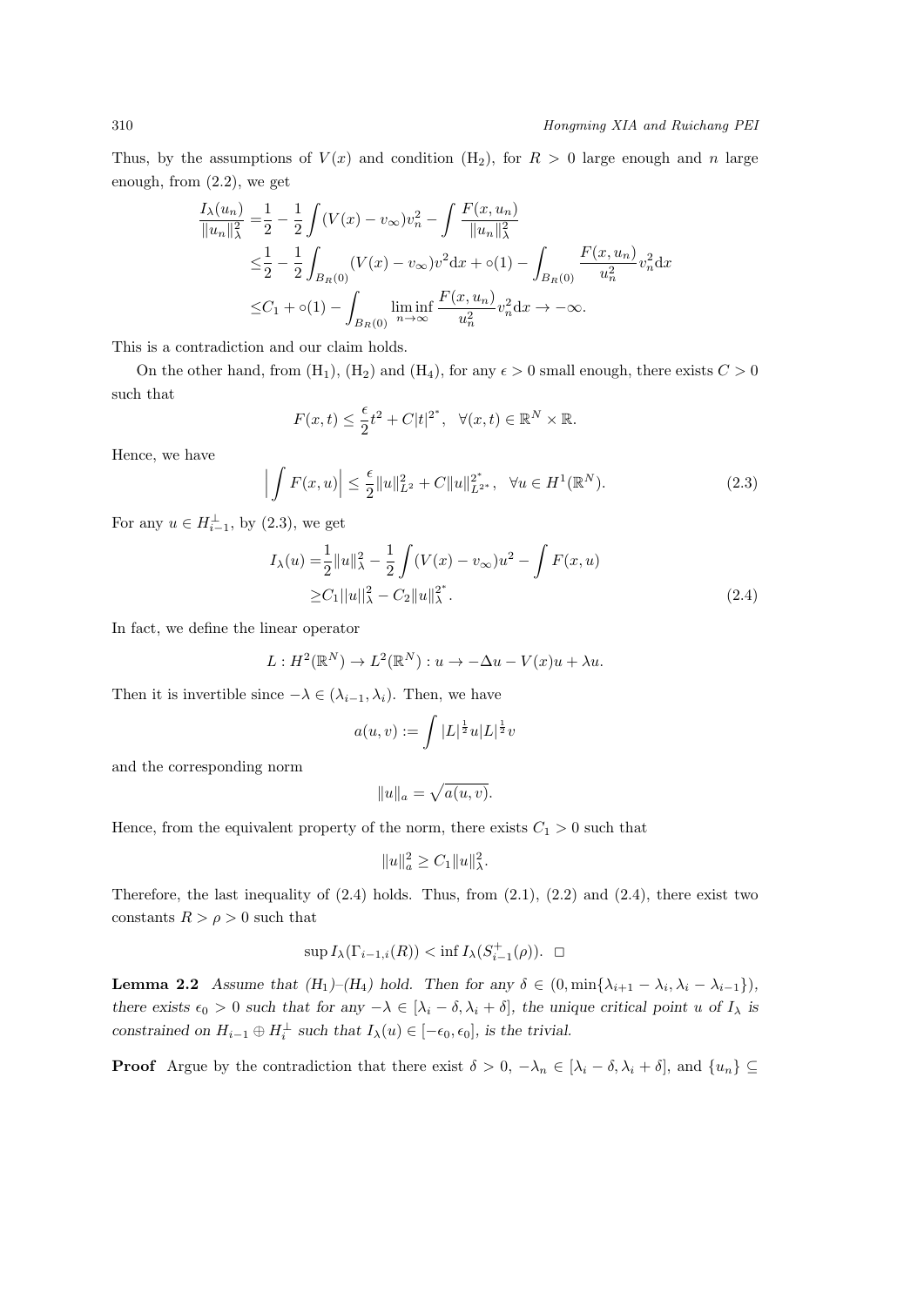Thus, by the assumptions of $V(x)$ and condition (H$_2$), for $R > 0$ large enough and $n$ large enough, from (2.2), we get

$$
\begin{aligned}
\frac{I_\lambda(u_n)}{\|u_n\|_\lambda^2} =& \frac{1}{2} - \frac{1}{2}\int (V(x) - v_\infty)v_n^2 - \int \frac{F(x,u_n)}{\|u_n\|_\lambda^2} \\
\leq& \frac{1}{2} - \frac{1}{2}\int_{B_R(0)} (V(x) - v_\infty)v^2 \mathrm{d}x + \circ(1) - \int_{B_R(0)} \frac{F(x,u_n)}{u_n^2} v_n^2 \mathrm{d}x \\
\leq& C_1 + \circ(1) - \int_{B_R(0)} \liminf_{n\to\infty} \frac{F(x,u_n)}{u_n^2} v_n^2 \mathrm{d}x \to -\infty.
\end{aligned}
$$

This is a contradiction and our claim holds.

On the other hand, from (H$_1$), (H$_2$) and (H$_4$), for any $\epsilon > 0$ small enough, there exists $C > 0$ such that

$$
F(x,t) \leq \frac{\epsilon}{2}t^2 + C|t|^{2^*}, \quad \forall (x,t) \in \mathbb{R}^N \times \mathbb{R}.
$$

Hence, we have

$$
\Big|\int F(x,u)\Big| \leq \frac{\epsilon}{2}\|u\|_{L^2}^2 + C\|u\|_{L^{2^*}}^{2^*}, \quad \forall u \in H^1(\mathbb{R}^N). \tag{2.3}
$$

For any $u \in H_{i-1}^\perp$, by (2.3), we get

$$
\begin{aligned}
I_\lambda(u) =& \frac{1}{2}\|u\|_\lambda^2 - \frac{1}{2}\int (V(x) - v_\infty)u^2 - \int F(x,u) \\
\geq& C_1\|u\|_\lambda^2 - C_2\|u\|_\lambda^{2^*}.
\end{aligned} \tag{2.4}
$$

In fact, we define the linear operator

$$
L : H^2(\mathbb{R}^N) \to L^2(\mathbb{R}^N) : u \to -\Delta u - V(x)u + \lambda u.
$$

Then it is invertible since $-\lambda \in (\lambda_{i-1}, \lambda_i)$. Then, we have

$$
a(u,v) := \int |L|^{\frac{1}{2}}u|L|^{\frac{1}{2}}v
$$

and the corresponding norm

$$
\|u\|_a = \sqrt{a(u,v)}.
$$

Hence, from the equivalent property of the norm, there exists $C_1 > 0$ such that

$$
\|u\|_a^2 \geq C_1\|u\|_\lambda^2.
$$

Therefore, the last inequality of (2.4) holds. Thus, from (2.1), (2.2) and (2.4), there exist two constants $R > \rho > 0$ such that

$$
\sup I_\lambda(\Gamma_{i-1,i}(R)) < \inf I_\lambda(S_{i-1}^+(\rho)). \quad \square
$$

**Lemma 2.2** *Assume that (H$_1$)–(H$_4$) hold. Then for any $\delta \in (0, \min\{\lambda_{i+1} - \lambda_i, \lambda_i - \lambda_{i-1}\})$, there exists $\epsilon_0 > 0$ such that for any $-\lambda \in [\lambda_i - \delta, \lambda_i + \delta]$, the unique critical point $u$ of $I_\lambda$ is constrained on $H_{i-1} \oplus H_i^\perp$ such that $I_\lambda(u) \in [-\epsilon_0, \epsilon_0]$, is the trivial.*

**Proof** Argue by the contradiction that there exist $\delta > 0$, $-\lambda_n \in [\lambda_i - \delta, \lambda_i + \delta]$, and $\{u_n\} \subseteq$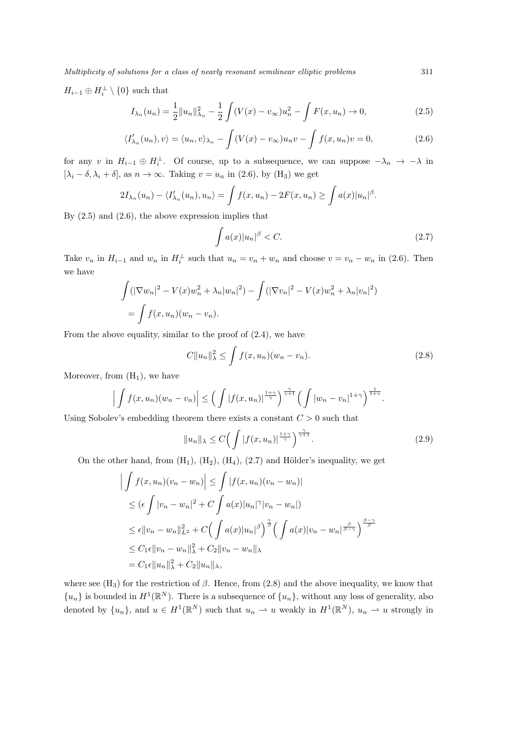$H_{i-1} \oplus H_i^{\perp} \setminus \{0\}$ such that

$$I_{\lambda_n}(u_n) = \frac{1}{2}\|u_n\|_{\lambda_n}^2 - \frac{1}{2}\int (V(x) - v_\infty)u_n^2 - \int F(x, u_n) \to 0, \tag{2.5}$$

$$\langle I'_{\lambda_n}(u_n), v\rangle = \langle u_n, v\rangle_{\lambda_n} - \int (V(x) - v_\infty)u_n v - \int f(x, u_n)v = 0, \tag{2.6}$$

for any $v$ in $H_{i-1} \oplus H_i^{\perp}$. Of course, up to a subsequence, we can suppose $-\lambda_n \to -\lambda$ in $[\lambda_i - \delta, \lambda_i + \delta]$, as $n \to \infty$. Taking $v = u_n$ in (2.6), by ($\mathrm{H}_3$) we get

$$2I_{\lambda_n}(u_n) - \langle I'_{\lambda_n}(u_n), u_n\rangle = \int f(x, u_n) - 2F(x, u_n) \geq \int a(x)|u_n|^{\beta}.$$

By (2.5) and (2.6), the above expression implies that

$$\int a(x)|u_n|^{\beta} < C. \tag{2.7}$$

Take $v_n$ in $H_{i-1}$ and $w_n$ in $H_i^{\perp}$ such that $u_n = v_n + w_n$ and choose $v = v_n - w_n$ in (2.6). Then we have

$$\begin{aligned}
&\int (|\nabla w_n|^2 - V(x)w_n^2 + \lambda_n|w_n|^2) - \int (|\nabla v_n|^2 - V(x)w_n^2 + \lambda_n|v_n|^2) \\
&= \int f(x, u_n)(w_n - v_n).
\end{aligned}$$

From the above equality, similar to the proof of (2.4), we have

$$C\|u_n\|_{\lambda}^2 \leq \int f(x, u_n)(w_n - v_n). \tag{2.8}$$

Moreover, from ($\mathrm{H}_1$), we have

$$\Big|\int f(x, u_n)(w_n - v_n)\Big| \leq \Big(\int |f(x, u_n)|^{\frac{1+\gamma}{\gamma}}\Big)^{\frac{\gamma}{\gamma+1}} \Big(\int |w_n - v_n|^{1+\gamma}\Big)^{\frac{1}{1+\gamma}}.$$

Using Sobolev's embedding theorem there exists a constant $C > 0$ such that

$$\|u_n\|_{\lambda} \leq C\Big(\int |f(x, u_n)|^{\frac{1+\gamma}{\gamma}}\Big)^{\frac{\gamma}{\gamma+1}}. \tag{2.9}$$

On the other hand, from ($\mathrm{H}_1$), ($\mathrm{H}_2$), ($\mathrm{H}_4$), (2.7) and Hölder's inequality, we get

$$\begin{aligned}
\Big|\int f(x, u_n)(v_n - w_n)\Big| &\leq \int |f(x, u_n)(v_n - w_n)| \\
&\leq (\epsilon\int |v_n - w_n|^2 + C\int a(x)|u_n|^{\gamma}|v_n - w_n|) \\
&\leq \epsilon\|v_n - w_n\|_{L^2}^2 + C\Big(\int a(x)|u_n|^{\beta}\Big)^{\frac{\gamma}{\beta}} \Big(\int a(x)|v_n - w_n|^{\frac{\beta}{\beta-\gamma}}\Big)^{\frac{\beta-\gamma}{\beta}} \\
&\leq C_1\epsilon\|v_n - w_n\|_{\lambda}^2 + C_2\|v_n - w_n\|_{\lambda} \\
&= C_1\epsilon\|u_n\|_{\lambda}^2 + C_2\|u_n\|_{\lambda},
\end{aligned}$$

where see ($\mathrm{H}_3$) for the restriction of $\beta$. Hence, from (2.8) and the above inequality, we know that $\{u_n\}$ is bounded in $H^1(\mathbb{R}^N)$. There is a subsequence of $\{u_n\}$, without any loss of generality, also denoted by $\{u_n\}$, and $u \in H^1(\mathbb{R}^N)$ such that $u_n \rightharpoonup u$ weakly in $H^1(\mathbb{R}^N)$, $u_n \rightharpoonup u$ strongly in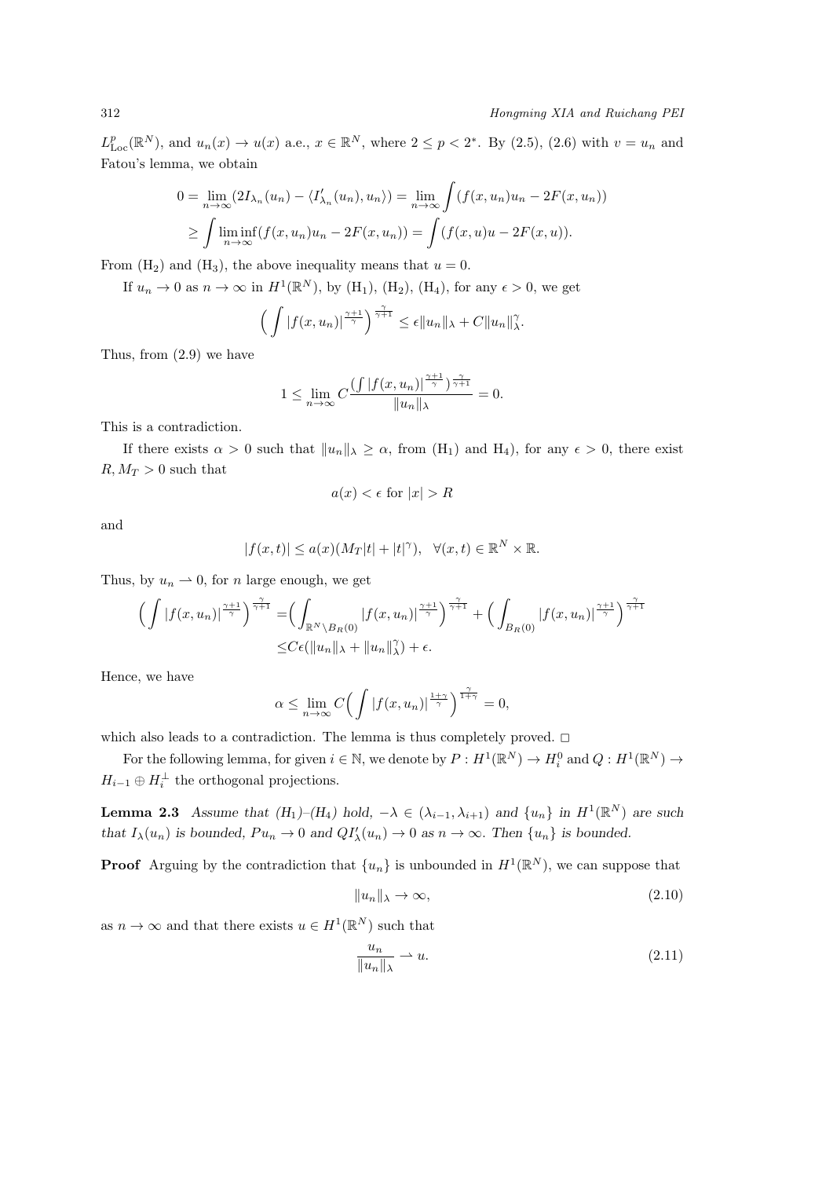$L^p_{\rm Loc}(\mathbb{R}^N)$, and $u_n(x) \to u(x)$ a.e., $x \in \mathbb{R}^N$, where $2 \le p < 2^*$. By (2.5), (2.6) with $v = u_n$ and Fatou's lemma, we obtain

$$
\begin{aligned}
0 = &\lim_{n\to\infty}(2I_{\lambda_n}(u_n) - \langle I'_{\lambda_n}(u_n), u_n\rangle) = \lim_{n\to\infty}\int (f(x,u_n)u_n - 2F(x,u_n)) \\
\ge &\int \liminf_{n\to\infty}(f(x,u_n)u_n - 2F(x,u_n)) = \int (f(x,u)u - 2F(x,u)).
\end{aligned}
$$

From $(\mathrm{H}_2)$ and $(\mathrm{H}_3)$, the above inequality means that $u = 0$.

If $u_n \to 0$ as $n \to \infty$ in $H^1(\mathbb{R}^N)$, by $(\mathrm{H}_1)$, $(\mathrm{H}_2)$, $(\mathrm{H}_4)$, for any $\epsilon > 0$, we get

$$
\Big(\int |f(x,u_n)|^{\frac{\gamma+1}{\gamma}}\Big)^{\frac{\gamma}{\gamma+1}} \le \epsilon \|u_n\|_\lambda + C\|u_n\|_\lambda^\gamma.
$$

Thus, from (2.9) we have

$$
1 \le \lim_{n\to\infty} C\frac{(\int |f(x,u_n)|^{\frac{\gamma+1}{\gamma}})^{\frac{\gamma}{\gamma+1}}}{\|u_n\|_\lambda} = 0.
$$

This is a contradiction.

If there exists $\alpha > 0$ such that $\|u_n\|_\lambda \ge \alpha$, from $(\mathrm{H}_1)$ and $\mathrm{H}_4)$, for any $\epsilon > 0$, there exist $R, M_T > 0$ such that

$$
a(x) < \epsilon \text{ for } |x| > R
$$

and

$$
|f(x,t)| \le a(x)(M_T|t| + |t|^\gamma), \quad \forall (x,t) \in \mathbb{R}^N \times \mathbb{R}.
$$

Thus, by $u_n \rightharpoonup 0$, for $n$ large enough, we get

$$
\begin{aligned}
\Big(\int |f(x,u_n)|^{\frac{\gamma+1}{\gamma}}\Big)^{\frac{\gamma}{\gamma+1}} =& \Big(\int_{\mathbb{R}^N\setminus B_R(0)} |f(x,u_n)|^{\frac{\gamma+1}{\gamma}}\Big)^{\frac{\gamma}{\gamma+1}} + \Big(\int_{B_R(0)} |f(x,u_n)|^{\frac{\gamma+1}{\gamma}}\Big)^{\frac{\gamma}{\gamma+1}} \\
\le & C\epsilon(\|u_n\|_\lambda + \|u_n\|_\lambda^\gamma) + \epsilon.
\end{aligned}
$$

Hence, we have

$$
\alpha \le \lim_{n\to\infty} C\Big(\int |f(x,u_n)|^{\frac{1+\gamma}{\gamma}}\Big)^{\frac{\gamma}{1+\gamma}} = 0,
$$

which also leads to a contradiction. The lemma is thus completely proved. $\square$

For the following lemma, for given $i \in \mathbb{N}$, we denote by $P : H^1(\mathbb{R}^N) \to H_i^0$ and $Q : H^1(\mathbb{R}^N) \to H_{i-1} \oplus H_i^\perp$ the orthogonal projections.

**Lemma 2.3** *Assume that $(\mathrm{H}_1)$–$(\mathrm{H}_4)$ hold, $-\lambda \in (\lambda_{i-1}, \lambda_{i+1})$ and $\{u_n\}$ in $H^1(\mathbb{R}^N)$ are such that $I_\lambda(u_n)$ is bounded, $Pu_n \to 0$ and $QI'_\lambda(u_n) \to 0$ as $n \to \infty$. Then $\{u_n\}$ is bounded.*

**Proof** Arguing by the contradiction that $\{u_n\}$ is unbounded in $H^1(\mathbb{R}^N)$, we can suppose that

$$
\|u_n\|_\lambda \to \infty, \tag{2.10}
$$

as $n \to \infty$ and that there exists $u \in H^1(\mathbb{R}^N)$ such that

$$
\frac{u_n}{\|u_n\|_\lambda} \rightharpoonup u. \tag{2.11}
$$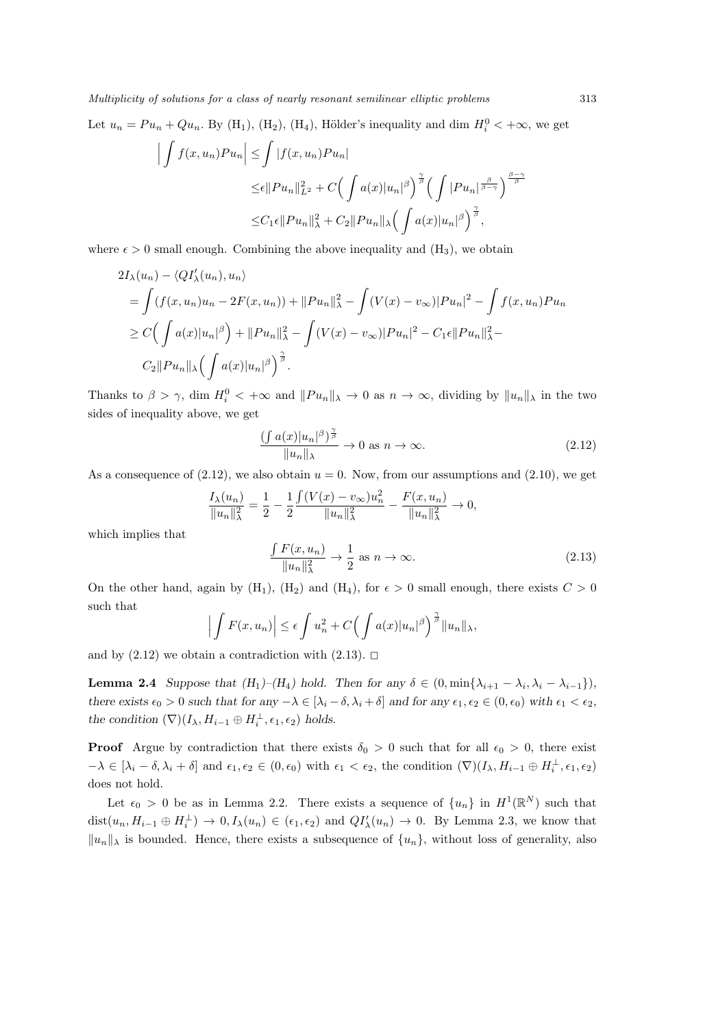Let $u_n = Pu_n + Qu_n$. By (H$_1$), (H$_2$), (H$_4$), Hölder's inequality and $\dim H_i^0 < +\infty$, we get

$$\begin{aligned}
\Big| \int f(x,u_n)Pu_n \Big| \le & \int |f(x,u_n)Pu_n| \\
\le & \epsilon \|Pu_n\|_{L^2}^2 + C\Big(\int a(x)|u_n|^\beta\Big)^{\frac{\gamma}{\beta}} \Big(\int |Pu_n|^{\frac{\beta}{\beta-\gamma}}\Big)^{\frac{\beta-\gamma}{\beta}} \\
\le & C_1\epsilon \|Pu_n\|_\lambda^2 + C_2\|Pu_n\|_\lambda \Big(\int a(x)|u_n|^\beta\Big)^{\frac{\gamma}{\beta}},
\end{aligned}$$

where $\epsilon > 0$ small enough. Combining the above inequality and (H$_3$), we obtain

$$\begin{aligned}
& 2I_\lambda(u_n) - \langle QI'_\lambda(u_n), u_n\rangle \\
& = \int (f(x,u_n)u_n - 2F(x,u_n)) + \|Pu_n\|_\lambda^2 - \int (V(x)-v_\infty)|Pu_n|^2 - \int f(x,u_n)Pu_n \\
& \ge C\Big(\int a(x)|u_n|^\beta\Big) + \|Pu_n\|_\lambda^2 - \int (V(x)-v_\infty)|Pu_n|^2 - C_1\epsilon\|Pu_n\|_\lambda^2 - \\
& \quad C_2\|Pu_n\|_\lambda \Big(\int a(x)|u_n|^\beta\Big)^{\frac{\gamma}{\beta}}.
\end{aligned}$$

Thanks to $\beta > \gamma$, $\dim H_i^0 < +\infty$ and $\|Pu_n\|_\lambda \to 0$ as $n \to \infty$, dividing by $\|u_n\|_\lambda$ in the two sides of inequality above, we get

$$\frac{(\int a(x)|u_n|^\beta)^{\frac{\gamma}{\beta}}}{\|u_n\|_\lambda} \to 0 \text{ as } n \to \infty. \tag{2.12}$$

As a consequence of (2.12), we also obtain $u = 0$. Now, from our assumptions and (2.10), we get

$$\frac{I_\lambda(u_n)}{\|u_n\|_\lambda^2} = \frac{1}{2} - \frac{1}{2}\frac{\int (V(x)-v_\infty)u_n^2}{\|u_n\|_\lambda^2} - \frac{F(x,u_n)}{\|u_n\|_\lambda^2} \to 0,$$

which implies that

$$\frac{\int F(x,u_n)}{\|u_n\|_\lambda^2} \to \frac{1}{2} \text{ as } n \to \infty. \tag{2.13}$$

On the other hand, again by (H$_1$), (H$_2$) and (H$_4$), for $\epsilon > 0$ small enough, there exists $C > 0$ such that

$$\Big|\int F(x,u_n)\Big| \le \epsilon \int u_n^2 + C\Big(\int a(x)|u_n|^\beta\Big)^{\frac{\gamma}{\beta}}\|u_n\|_\lambda,$$

and by (2.12) we obtain a contradiction with (2.13). $\square$

**Lemma 2.4** *Suppose that (H$_1$)–(H$_4$) hold. Then for any $\delta \in (0, \min\{\lambda_{i+1} - \lambda_i, \lambda_i - \lambda_{i-1}\})$, there exists $\epsilon_0 > 0$ such that for any $-\lambda \in [\lambda_i - \delta, \lambda_i + \delta]$ and for any $\epsilon_1, \epsilon_2 \in (0, \epsilon_0)$ with $\epsilon_1 < \epsilon_2$, the condition $(\nabla)(I_\lambda, H_{i-1} \oplus H_i^\perp, \epsilon_1, \epsilon_2)$ holds.*

**Proof** Argue by contradiction that there exists $\delta_0 > 0$ such that for all $\epsilon_0 > 0$, there exist $-\lambda \in [\lambda_i - \delta, \lambda_i + \delta]$ and $\epsilon_1, \epsilon_2 \in (0, \epsilon_0)$ with $\epsilon_1 < \epsilon_2$, the condition $(\nabla)(I_\lambda, H_{i-1} \oplus H_i^\perp, \epsilon_1, \epsilon_2)$ does not hold.

Let $\epsilon_0 > 0$ be as in Lemma 2.2. There exists a sequence of $\{u_n\}$ in $H^1(\mathbb{R}^N)$ such that $\mathrm{dist}(u_n, H_{i-1} \oplus H_i^\perp) \to 0, I_\lambda(u_n) \in (\epsilon_1, \epsilon_2)$ and $QI'_\lambda(u_n) \to 0$. By Lemma 2.3, we know that $\|u_n\|_\lambda$ is bounded. Hence, there exists a subsequence of $\{u_n\}$, without loss of generality, also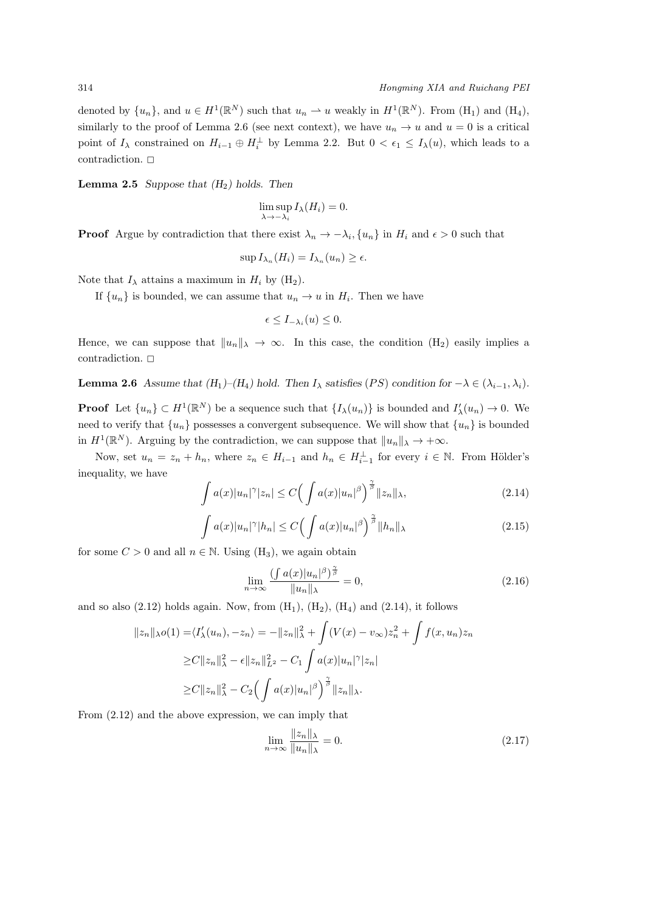denoted by $\{u_n\}$, and $u \in H^1(\mathbb{R}^N)$ such that $u_n \rightharpoonup u$ weakly in $H^1(\mathbb{R}^N)$. From (H$_1$) and (H$_4$), similarly to the proof of Lemma 2.6 (see next context), we have $u_n \to u$ and $u = 0$ is a critical point of $I_\lambda$ constrained on $H_{i-1} \oplus H_i^\perp$ by Lemma 2.2. But $0 < \epsilon_1 \le I_\lambda(u)$, which leads to a contradiction. □

**Lemma 2.5** *Suppose that (H$_2$) holds. Then*

$$\limsup_{\lambda \to -\lambda_i} I_\lambda(H_i) = 0.$$

**Proof** Argue by contradiction that there exist $\lambda_n \to -\lambda_i, \{u_n\}$ in $H_i$ and $\epsilon > 0$ such that

$$\sup I_{\lambda_n}(H_i) = I_{\lambda_n}(u_n) \ge \epsilon.$$

Note that $I_\lambda$ attains a maximum in $H_i$ by (H$_2$).

If $\{u_n\}$ is bounded, we can assume that $u_n \to u$ in $H_i$. Then we have

$$\epsilon \le I_{-\lambda_i}(u) \le 0.$$

Hence, we can suppose that $\|u_n\|_\lambda \to \infty$. In this case, the condition (H$_2$) easily implies a contradiction. □

**Lemma 2.6** *Assume that (H$_1$)–(H$_4$) hold. Then $I_\lambda$ satisfies $(PS)$ condition for $-\lambda \in (\lambda_{i-1}, \lambda_i)$.*

**Proof** Let $\{u_n\} \subset H^1(\mathbb{R}^N)$ be a sequence such that $\{I_\lambda(u_n)\}$ is bounded and $I'_\lambda(u_n) \to 0$. We need to verify that $\{u_n\}$ possesses a convergent subsequence. We will show that $\{u_n\}$ is bounded in $H^1(\mathbb{R}^N)$. Arguing by the contradiction, we can suppose that $\|u_n\|_\lambda \to +\infty$.

Now, set $u_n = z_n + h_n$, where $z_n \in H_{i-1}$ and $h_n \in H_{i-1}^\perp$ for every $i \in \mathbb{N}$. From Hölder's inequality, we have

$$\int a(x)|u_n|^\gamma |z_n| \le C\Big(\int a(x)|u_n|^\beta\Big)^{\frac{\gamma}{\beta}} \|z_n\|_\lambda, \tag{2.14}$$

$$\int a(x)|u_n|^\gamma |h_n| \le C\Big(\int a(x)|u_n|^\beta\Big)^{\frac{\gamma}{\beta}} \|h_n\|_\lambda \tag{2.15}$$

for some $C > 0$ and all $n \in \mathbb{N}$. Using (H$_3$), we again obtain

$$\lim_{n\to\infty} \frac{(\int a(x)|u_n|^\beta)^{\frac{\gamma}{\beta}}}{\|u_n\|_\lambda} = 0, \tag{2.16}$$

and so also (2.12) holds again. Now, from (H$_1$), (H$_2$), (H$_4$) and (2.14), it follows

$$\begin{aligned}
\|z_n\|_\lambda o(1) =& \langle I'_\lambda(u_n), -z_n\rangle = -\|z_n\|_\lambda^2 + \int (V(x) - v_\infty) z_n^2 + \int f(x, u_n) z_n \\
\ge& C\|z_n\|_\lambda^2 - \epsilon\|z_n\|_{L^2}^2 - C_1 \int a(x)|u_n|^\gamma |z_n| \\
\ge& C\|z_n\|_\lambda^2 - C_2\Big(\int a(x)|u_n|^\beta\Big)^{\frac{\gamma}{\beta}} \|z_n\|_\lambda.
\end{aligned}$$

From (2.12) and the above expression, we can imply that

$$\lim_{n\to\infty} \frac{\|z_n\|_\lambda}{\|u_n\|_\lambda} = 0. \tag{2.17}$$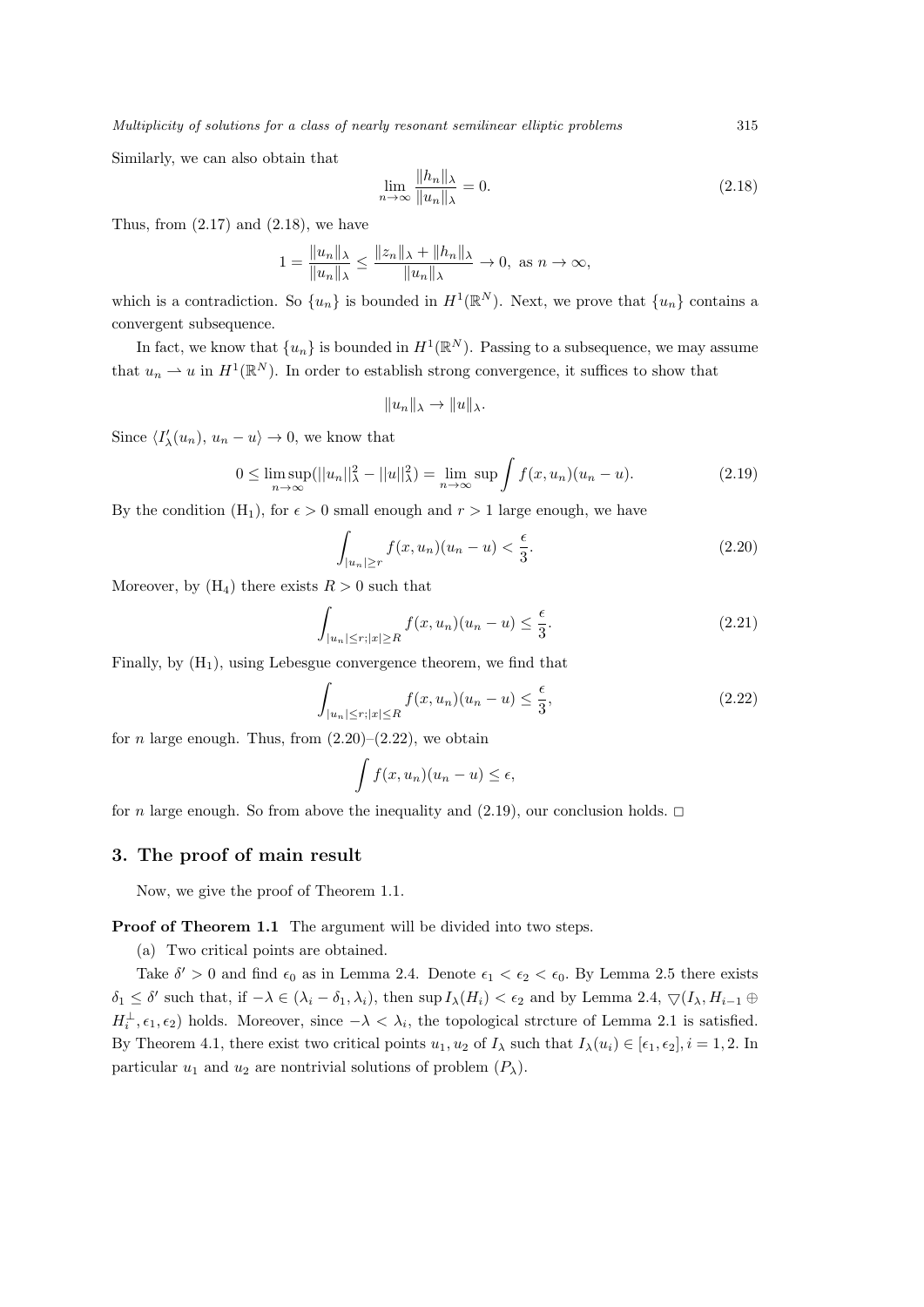Similarly, we can also obtain that

$$\lim_{n\to\infty} \frac{\|h_n\|_\lambda}{\|u_n\|_\lambda} = 0. \tag{2.18}$$

Thus, from (2.17) and (2.18), we have

$$1 = \frac{\|u_n\|_\lambda}{\|u_n\|_\lambda} \le \frac{\|z_n\|_\lambda + \|h_n\|_\lambda}{\|u_n\|_\lambda} \to 0, \text{ as } n \to \infty,$$

which is a contradiction. So $\{u_n\}$ is bounded in $H^1(\mathbb{R}^N)$. Next, we prove that $\{u_n\}$ contains a convergent subsequence.

In fact, we know that $\{u_n\}$ is bounded in $H^1(\mathbb{R}^N)$. Passing to a subsequence, we may assume that $u_n \rightharpoonup u$ in $H^1(\mathbb{R}^N)$. In order to establish strong convergence, it suffices to show that

$$\|u_n\|_\lambda \to \|u\|_\lambda.$$

Since $\langle I'_\lambda(u_n), u_n - u\rangle \to 0$, we know that

$$0 \le \limsup_{n\to\infty}(||u_n||_\lambda^2 - ||u||_\lambda^2) = \lim_{n\to\infty} \sup \int f(x,u_n)(u_n - u). \tag{2.19}$$

By the condition (H$_1$), for $\epsilon > 0$ small enough and $r > 1$ large enough, we have

$$\int_{|u_n|\ge r} f(x,u_n)(u_n - u) < \frac{\epsilon}{3}. \tag{2.20}$$

Moreover, by (H$_4$) there exists $R > 0$ such that

$$\int_{|u_n|\le r;|x|\ge R} f(x,u_n)(u_n - u) \le \frac{\epsilon}{3}. \tag{2.21}$$

Finally, by (H$_1$), using Lebesgue convergence theorem, we find that

$$\int_{|u_n|\le r;|x|\le R} f(x,u_n)(u_n - u) \le \frac{\epsilon}{3}, \tag{2.22}$$

for $n$ large enough. Thus, from (2.20)–(2.22), we obtain

$$\int f(x,u_n)(u_n - u) \le \epsilon,$$

for $n$ large enough. So from above the inequality and (2.19), our conclusion holds. □

## 3. The proof of main result

Now, we give the proof of Theorem 1.1.

**Proof of Theorem 1.1** The argument will be divided into two steps.

(a) Two critical points are obtained.

Take $\delta' > 0$ and find $\epsilon_0$ as in Lemma 2.4. Denote $\epsilon_1 < \epsilon_2 < \epsilon_0$. By Lemma 2.5 there exists $\delta_1 \le \delta'$ such that, if $-\lambda \in (\lambda_i - \delta_1, \lambda_i)$, then $\sup I_\lambda(H_i) < \epsilon_2$ and by Lemma 2.4, $\triangledown(I_\lambda, H_{i-1} \oplus H_i^\perp, \epsilon_1, \epsilon_2)$ holds. Moreover, since $-\lambda < \lambda_i$, the topological strcture of Lemma 2.1 is satisfied. By Theorem 4.1, there exist two critical points $u_1, u_2$ of $I_\lambda$ such that $I_\lambda(u_i) \in [\epsilon_1, \epsilon_2], i = 1, 2$. In particular $u_1$ and $u_2$ are nontrivial solutions of problem $(P_\lambda)$.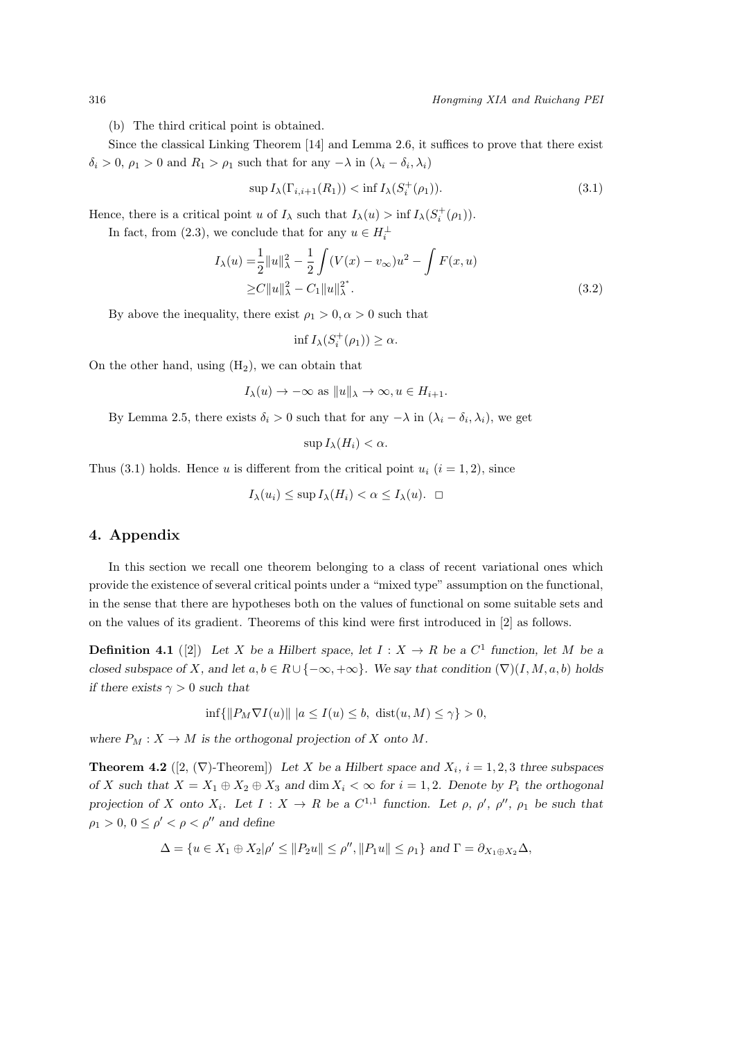(b) The third critical point is obtained.

Since the classical Linking Theorem [14] and Lemma 2.6, it suffices to prove that there exist $\delta_i > 0$, $\rho_1 > 0$ and $R_1 > \rho_1$ such that for any $-\lambda$ in $(\lambda_i - \delta_i, \lambda_i)$

$$\sup I_\lambda(\Gamma_{i,i+1}(R_1)) < \inf I_\lambda(S_i^+(\rho_1)). \tag{3.1}$$

Hence, there is a critical point $u$ of $I_\lambda$ such that $I_\lambda(u) > \inf I_\lambda(S_i^+(\rho_1))$.

In fact, from (2.3), we conclude that for any $u \in H_i^\perp$

$$\begin{aligned} I_\lambda(u) =& \frac{1}{2}\|u\|_\lambda^2 - \frac{1}{2}\int (V(x) - v_\infty)u^2 - \int F(x,u) \\ \geq & C\|u\|_\lambda^2 - C_1\|u\|_\lambda^{2^*}. \end{aligned} \tag{3.2}$$

By above the inequality, there exist $\rho_1 > 0, \alpha > 0$ such that

$$\inf I_\lambda(S_i^+(\rho_1)) \geq \alpha.$$

On the other hand, using $(\mathrm{H}_2)$, we can obtain that

$$I_\lambda(u) \to -\infty \text{ as } \|u\|_\lambda \to \infty, u \in H_{i+1}.$$

By Lemma 2.5, there exists $\delta_i > 0$ such that for any $-\lambda$ in $(\lambda_i - \delta_i, \lambda_i)$, we get

$$\sup I_\lambda(H_i) < \alpha.$$

Thus (3.1) holds. Hence $u$ is different from the critical point $u_i$ $(i = 1, 2)$, since

$$I_\lambda(u_i) \leq \sup I_\lambda(H_i) < \alpha \leq I_\lambda(u). \quad \square$$

## 4. Appendix

In this section we recall one theorem belonging to a class of recent variational ones which provide the existence of several critical points under a "mixed type" assumption on the functional, in the sense that there are hypotheses both on the values of functional on some suitable sets and on the values of its gradient. Theorems of this kind were first introduced in [2] as follows.

**Definition 4.1** ([2]) *Let $X$ be a Hilbert space, let $I : X \to R$ be a $C^1$ function, let $M$ be a closed subspace of $X$, and let $a, b \in R \cup \{-\infty, +\infty\}$. We say that condition $(\nabla)(I, M, a, b)$ holds if there exists $\gamma > 0$ such that*

$$\inf\{\|P_M \nabla I(u)\| \;|a \leq I(u) \leq b, \ \mathrm{dist}(u, M) \leq \gamma\} > 0,$$

*where $P_M : X \to M$ is the orthogonal projection of $X$ onto $M$.*

**Theorem 4.2** ([2, $(\nabla)$-Theorem]) *Let $X$ be a Hilbert space and $X_i$, $i = 1, 2, 3$ three subspaces of $X$ such that $X = X_1 \oplus X_2 \oplus X_3$ and $\dim X_i < \infty$ for $i = 1, 2$. Denote by $P_i$ the orthogonal projection of $X$ onto $X_i$. Let $I : X \to R$ be a $C^{1,1}$ function. Let $\rho$, $\rho'$, $\rho''$, $\rho_1$ be such that $\rho_1 > 0$, $0 \leq \rho' < \rho < \rho''$ and define*

$$\Delta = \{u \in X_1 \oplus X_2 | \rho' \leq \|P_2 u\| \leq \rho'', \|P_1 u\| \leq \rho_1\} \text{ and } \Gamma = \partial_{X_1 \oplus X_2}\Delta,$$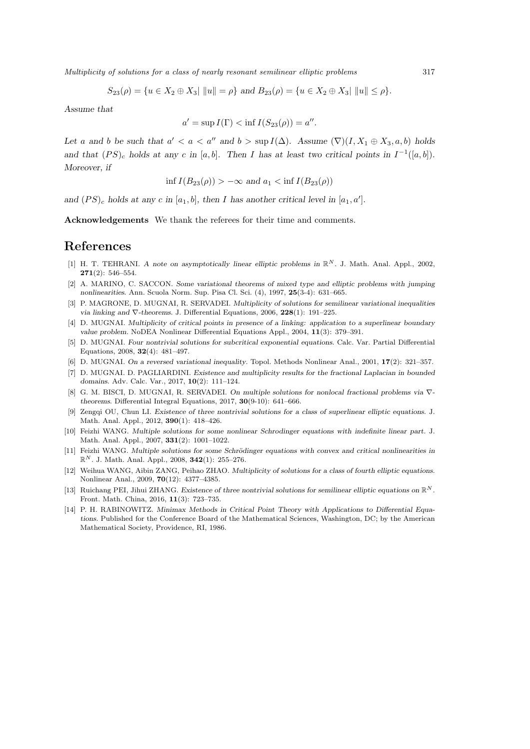$$S_{23}(\rho) = \{u \in X_2 \oplus X_3 | \ \|u\| = \rho\} \text{ and } B_{23}(\rho) = \{u \in X_2 \oplus X_3 | \ \|u\| \le \rho\}.$$

*Assume that*

$$a' = \sup I(\Gamma) < \inf I(S_{23}(\rho)) = a''.$$

*Let $a$ and $b$ be such that $a' < a < a''$ and $b > \sup I(\Delta)$. Assume $(\nabla)(I, X_1 \oplus X_3, a, b)$ holds and that $(PS)_c$ holds at any $c$ in $[a, b]$. Then $I$ has at least two critical points in $I^{-1}([a, b])$. Moreover, if*

$$\inf I(B_{23}(\rho)) > -\infty \text{ and } a_1 < \inf I(B_{23}(\rho))$$

*and $(PS)_c$ holds at any $c$ in $[a_1, b]$, then $I$ has another critical level in $[a_1, a']$.*

**Acknowledgements** We thank the referees for their time and comments.

# References

[1] H. T. TEHRANI. *A note on asymptotically linear elliptic problems in $\mathbb{R}^N$*. J. Math. Anal. Appl., 2002, **271**(2): 546–554.

[2] A. MARINO, C. SACCON. *Some variational theorems of mixed type and elliptic problems with jumping nonlinearities*. Ann. Scuola Norm. Sup. Pisa Cl. Sci. (4), 1997, **25**(3-4): 631–665.

[3] P. MAGRONE, D. MUGNAI, R. SERVADEI. *Multiplicity of solutions for semilinear variational inequalities via linking and $\nabla$-theorems*. J. Differential Equations, 2006, **228**(1): 191–225.

[4] D. MUGNAI. *Multiplicity of critical points in presence of a linking: application to a superlinear boundary value problem*. NoDEA Nonlinear Differential Equations Appl., 2004, **11**(3): 379–391.

[5] D. MUGNAI. *Four nontrivial solutions for subcritical exponential equations*. Calc. Var. Partial Differential Equations, 2008, **32**(4): 481–497.

[6] D. MUGNAI. *On a reversed variational inequality*. Topol. Methods Nonlinear Anal., 2001, **17**(2): 321–357.

[7] D. MUGNAI. D. PAGLIARDINI. *Existence and multiplicity results for the fractional Laplacian in bounded domains*. Adv. Calc. Var., 2017, **10**(2): 111–124.

[8] G. M. BISCI, D. MUGNAI, R. SERVADEI. *On multiple solutions for nonlocal fractional problems via $\nabla$-theorems*. Differential Integral Equations, 2017, **30**(9-10): 641–666.

[9] Zengqi OU, Chun LI. *Existence of three nontrivial solutions for a class of superlinear elliptic equations*. J. Math. Anal. Appl., 2012, **390**(1): 418–426.

[10] Feizhi WANG. *Multiple solutions for some nonlinear Schrodinger equations with indefinite linear part*. J. Math. Anal. Appl., 2007, **331**(2): 1001–1022.

[11] Feizhi WANG. *Multiple solutions for some Schrödinger equations with convex and critical nonlinearities in $\mathbb{R}^N$*. J. Math. Anal. Appl., 2008, **342**(1): 255–276.

[12] Weihua WANG, Aibin ZANG, Peihao ZHAO. *Multiplicity of solutions for a class of fourth elliptic equations*. Nonlinear Anal., 2009, **70**(12): 4377–4385.

[13] Ruichang PEI, Jihui ZHANG. *Existence of three nontrivial solutions for semilinear elliptic equations on $\mathbb{R}^N$*. Front. Math. China, 2016, **11**(3): 723–735.

[14] P. H. RABINOWITZ. *Minimax Methods in Critical Point Theory with Applications to Differential Equations*. Published for the Conference Board of the Mathematical Sciences, Washington, DC; by the American Mathematical Society, Providence, RI, 1986.